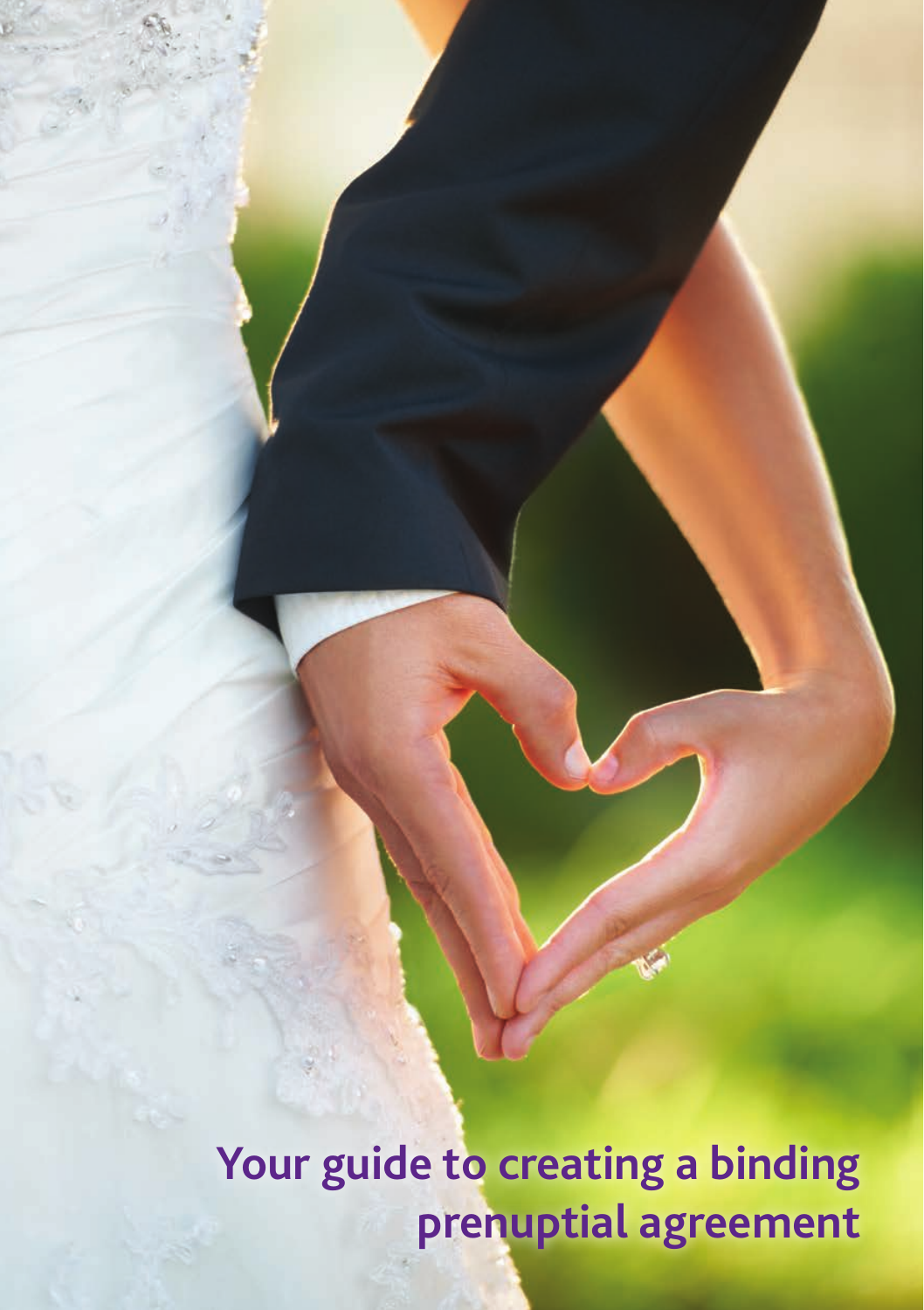# Your guide to creating a binding prenuptial agreement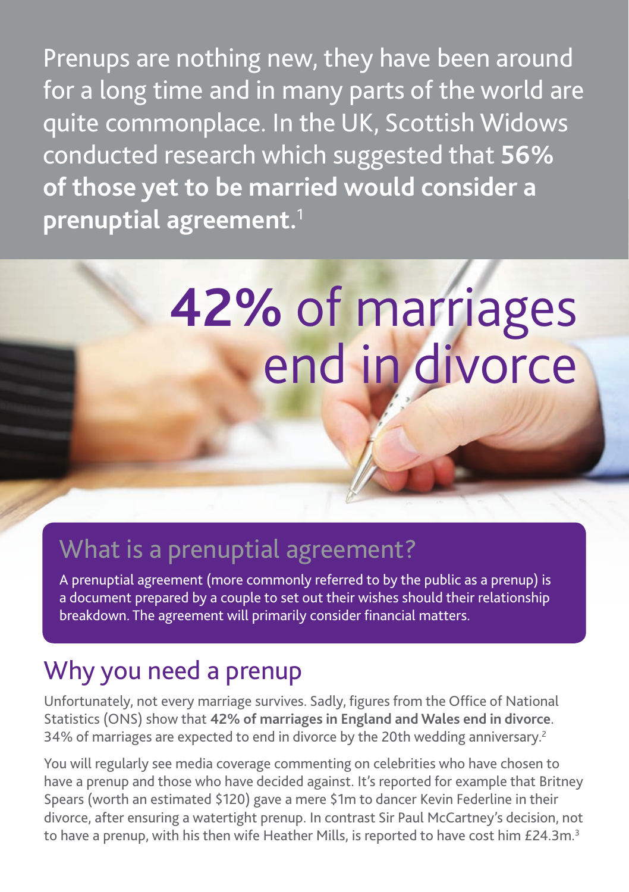Prenups are nothing new, they have been around for a long time and in many parts of the world are quite commonplace. In the UK, Scottish Widows conducted research which suggested that **56% of those yet to be married would consider a prenuptial agreement.**[1]

# **42%** of marriages end in divorce

## What is a prenuptial agreement?

A prenuptial agreement (more commonly referred to by the public as a prenup) is a document prepared by a couple to set out their wishes should their relationship breakdown. The agreement will primarily consider financial matters.

## Why you need a prenup

Unfortunately, not every marriage survives. Sadly, figures from the Office of National Statistics (ONS) show that **42% of marriages in England and Wales end in divorce**. 34% of marriages are expected to end in divorce by the 20th wedding anniversary.[2]

You will regularly see media coverage commenting on celebrities who have chosen to have a prenup and those who have decided against. It's reported for example that Britney Spears (worth an estimated $120) gave a mere $1m to dancer Kevin Federline in their divorce, after ensuring a watertight prenup. In contrast Sir Paul McCartney's decision, not to have a prenup, with his then wife Heather Mills, is reported to have cost him £24.3m.[3]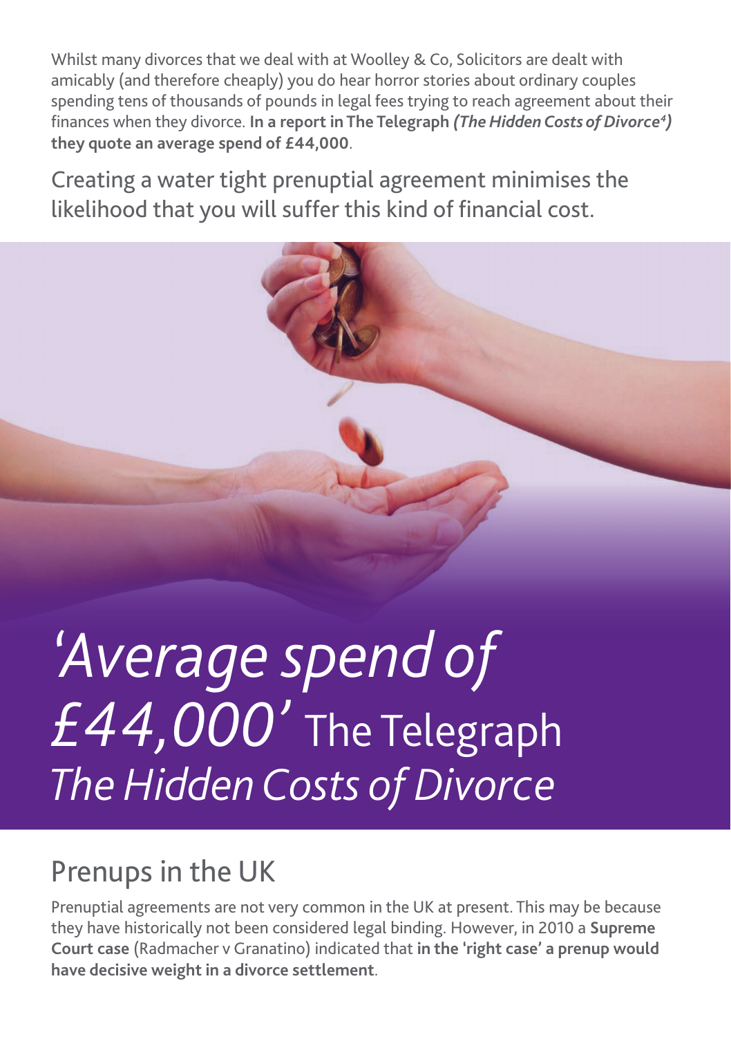Whilst many divorces that we deal with at Woolley & Co, Solicitors are dealt with amicably (and therefore cheaply) you do hear horror stories about ordinary couples spending tens of thousands of pounds in legal fees trying to reach agreement about their finances when they divorce. **In a report in The Telegraph *(The Hidden Costs of Divorce[4])* they quote an average spend of £44,000**.

Creating a water tight prenuptial agreement minimises the likelihood that you will suffer this kind of financial cost.

*'Average spend of £44,000'* The Telegraph *The Hidden Costs of Divorce*

## Prenups in the UK

Prenuptial agreements are not very common in the UK at present. This may be because they have historically not been considered legal binding. However, in 2010 a **Supreme Court case** (Radmacher v Granatino) indicated that **in the 'right case' a prenup would have decisive weight in a divorce settlement**.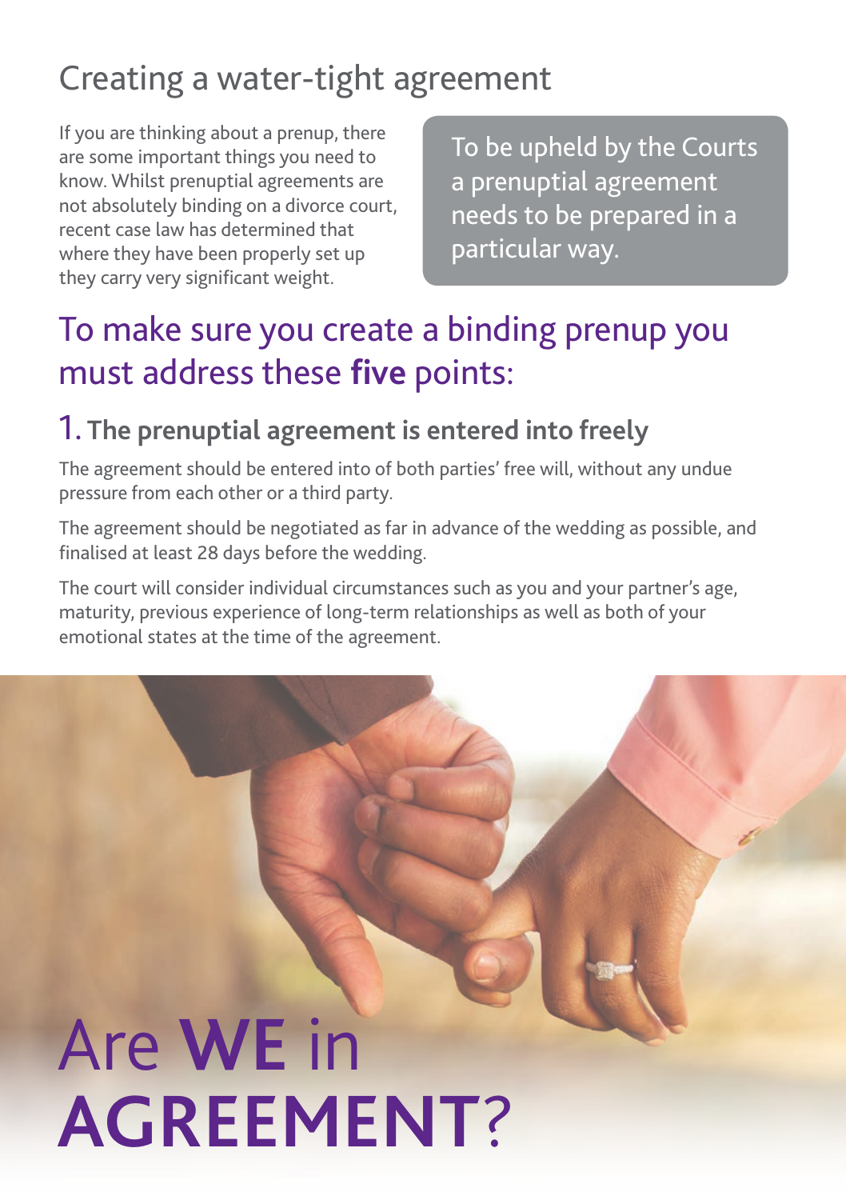# Creating a water-tight agreement

If you are thinking about a prenup, there are some important things you need to know. Whilst prenuptial agreements are not absolutely binding on a divorce court, recent case law has determined that where they have been properly set up they carry very significant weight.

> To be upheld by the Courts a prenuptial agreement needs to be prepared in a particular way.

## To make sure you create a binding prenup you must address these **five** points:

### 1. The prenuptial agreement is entered into freely

The agreement should be entered into of both parties' free will, without any undue pressure from each other or a third party.

The agreement should be negotiated as far in advance of the wedding as possible, and finalised at least 28 days before the wedding.

The court will consider individual circumstances such as you and your partner's age, maturity, previous experience of long-term relationships as well as both of your emotional states at the time of the agreement.

Are **WE** in **AGREEMENT**?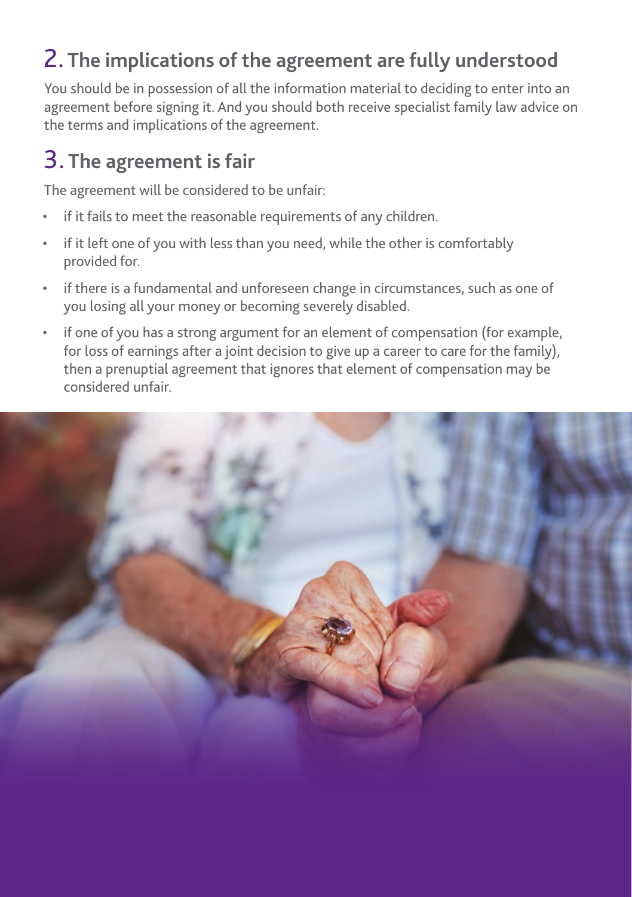## 2. The implications of the agreement are fully understood

You should be in possession of all the information material to deciding to enter into an agreement before signing it. And you should both receive specialist family law advice on the terms and implications of the agreement.

## 3. The agreement is fair

The agreement will be considered to be unfair:

- if it fails to meet the reasonable requirements of any children.
- if it left one of you with less than you need, while the other is comfortably provided for.
- if there is a fundamental and unforeseen change in circumstances, such as one of you losing all your money or becoming severely disabled.
- if one of you has a strong argument for an element of compensation (for example, for loss of earnings after a joint decision to give up a career to care for the family), then a prenuptial agreement that ignores that element of compensation may be considered unfair.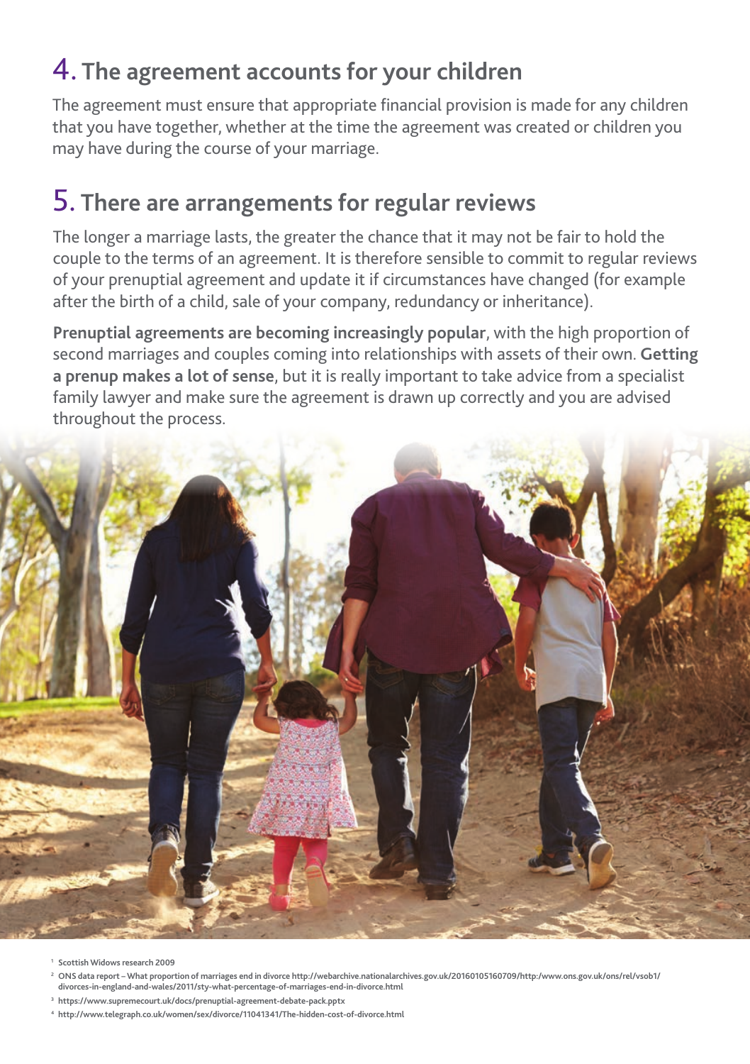## 4. The agreement accounts for your children

The agreement must ensure that appropriate financial provision is made for any children that you have together, whether at the time the agreement was created or children you may have during the course of your marriage.

## 5. There are arrangements for regular reviews

The longer a marriage lasts, the greater the chance that it may not be fair to hold the couple to the terms of an agreement. It is therefore sensible to commit to regular reviews of your prenuptial agreement and update it if circumstances have changed (for example after the birth of a child, sale of your company, redundancy or inheritance).

**Prenuptial agreements are becoming increasingly popular**, with the high proportion of second marriages and couples coming into relationships with assets of their own. **Getting a prenup makes a lot of sense**, but it is really important to take advice from a specialist family lawyer and make sure the agreement is drawn up correctly and you are advised throughout the process.

[1] Scottish Widows research 2009

[2] ONS data report – What proportion of marriages end in divorce http://webarchive.nationalarchives.gov.uk/20160105160709/http:/www.ons.gov.uk/ons/rel/vsob1/divorces-in-england-and-wales/2011/sty-what-percentage-of-marriages-end-in-divorce.html

[3] https://www.supremecourt.uk/docs/prenuptial-agreement-debate-pack.pptx

[4] http://www.telegraph.co.uk/women/sex/divorce/11041341/The-hidden-cost-of-divorce.html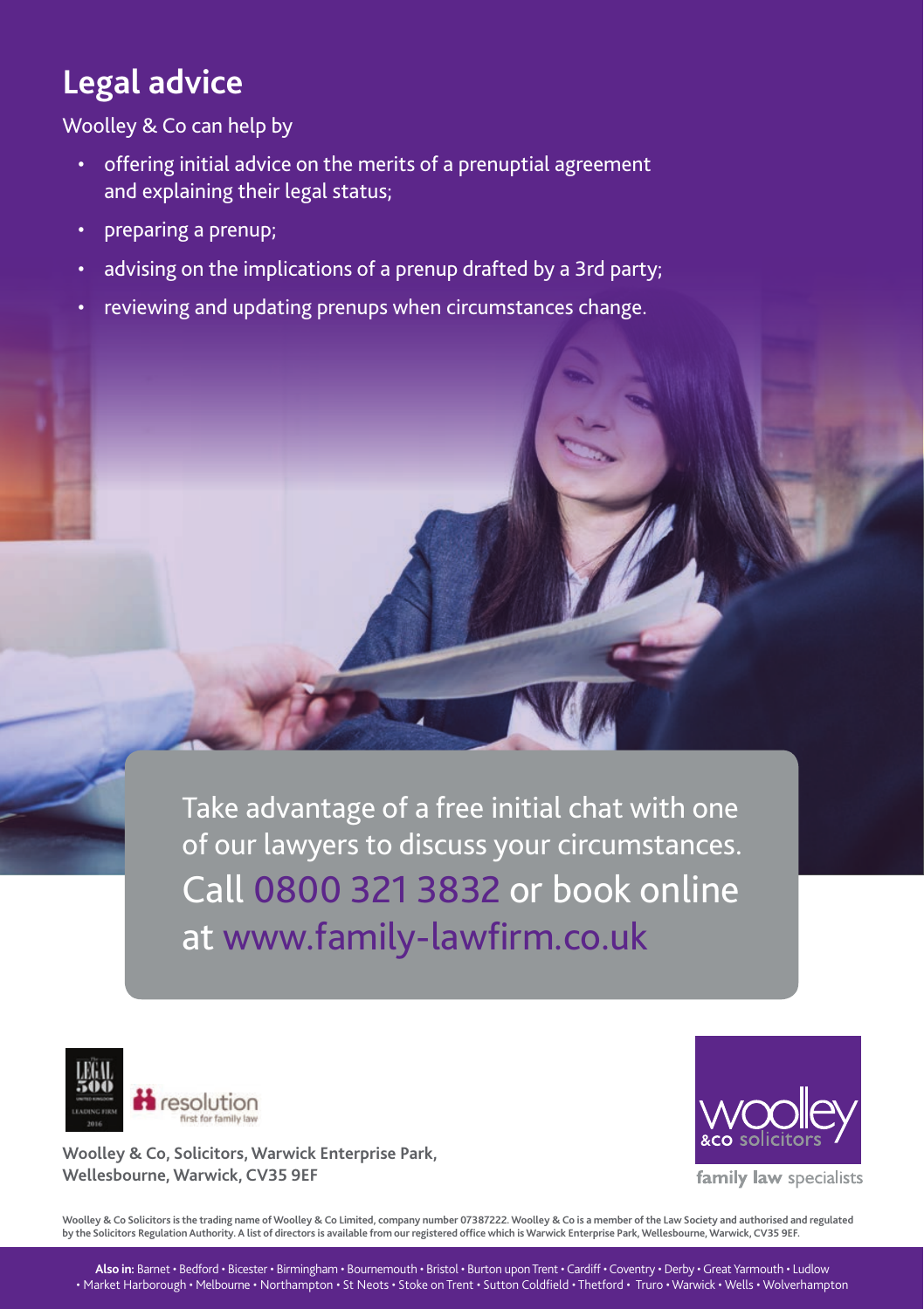# Legal advice

Woolley & Co can help by

- offering initial advice on the merits of a prenuptial agreement and explaining their legal status;
- preparing a prenup;
- advising on the implications of a prenup drafted by a 3rd party;
- reviewing and updating prenups when circumstances change.

Take advantage of a free initial chat with one of our lawyers to discuss your circumstances. Call 0800 321 3832 or book online at www.family-lawfirm.co.uk

Woolley & Co, Solicitors, Warwick Enterprise Park, Wellesbourne, Warwick, CV35 9EF

woolley &co solicitors

family law specialists

Woolley & Co Solicitors is the trading name of Woolley & Co Limited, company number 07387222. Woolley & Co is a member of the Law Society and authorised and regulated by the Solicitors Regulation Authority. A list of directors is available from our registered office which is Warwick Enterprise Park, Wellesbourne, Warwick, CV35 9EF.

**Also in:** Barnet • Bedford • Bicester • Birmingham • Bournemouth • Bristol • Burton upon Trent • Cardiff • Coventry • Derby • Great Yarmouth • Ludlow • Market Harborough • Melbourne • Northampton • St Neots • Stoke on Trent • Sutton Coldfield • Thetford • Truro • Warwick • Wells • Wolverhampton